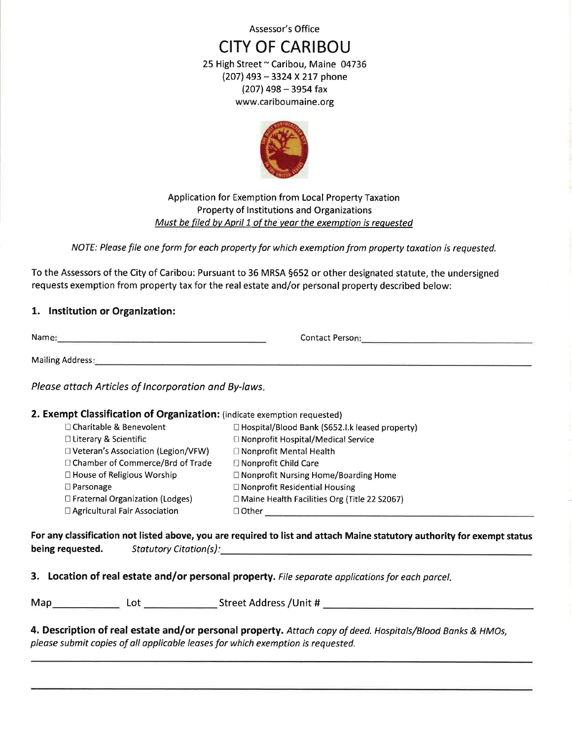Assessor's Office

# CITY OF CARIBOU

25 High Street ~ Caribou, Maine 04736
(207) 493 – 3324 X 217 phone
(207) 498 – 3954 fax
www.cariboumaine.org

Application for Exemption from Local Property Taxation
Property of Institutions and Organizations
*Must be filed by April 1 of the year the exemption is requested*

*NOTE: Please file one form for each property for which exemption from property taxation is requested.*

To the Assessors of the City of Caribou: Pursuant to 36 MRSA §652 or other designated statute, the undersigned requests exemption from property tax for the real estate and/or personal property described below:

### 1. Institution or Organization:

Name: ______________________________ Contact Person: ______________________________

Mailing Address: ____________________________________________________________

*Please attach Articles of Incorporation and By-laws.*

### 2. Exempt Classification of Organization: (indicate exemption requested)

- ☐ Charitable & Benevolent
- ☐ Literary & Scientific
- ☐ Veteran's Association (Legion/VFW)
- ☐ Chamber of Commerce/Brd of Trade
- ☐ House of Religious Worship
- ☐ Parsonage
- ☐ Fraternal Organization (Lodges)
- ☐ Agricultural Fair Association
- ☐ Hospital/Blood Bank (S652.I.k leased property)
- ☐ Nonprofit Hospital/Medical Service
- ☐ Nonprofit Mental Health
- ☐ Nonprofit Child Care
- ☐ Nonprofit Nursing Home/Boarding Home
- ☐ Nonprofit Residential Housing
- ☐ Maine Health Facilities Org (Title 22 S2067)
- ☐ Other ______________________________

**For any classification not listed above, you are required to list and attach Maine statutory authority for exempt status being requested.** *Statutory Citation(s):* ______________________________

### 3. Location of real estate and/or personal property. *File separate applications for each parcel.*

Map __________ Lot __________ Street Address /Unit # ______________________________

### 4. Description of real estate and/or personal property. *Attach copy of deed. Hospitals/Blood Banks & HMOs, please submit copies of all applicable leases for which exemption is requested.*

____________________________________________________________

____________________________________________________________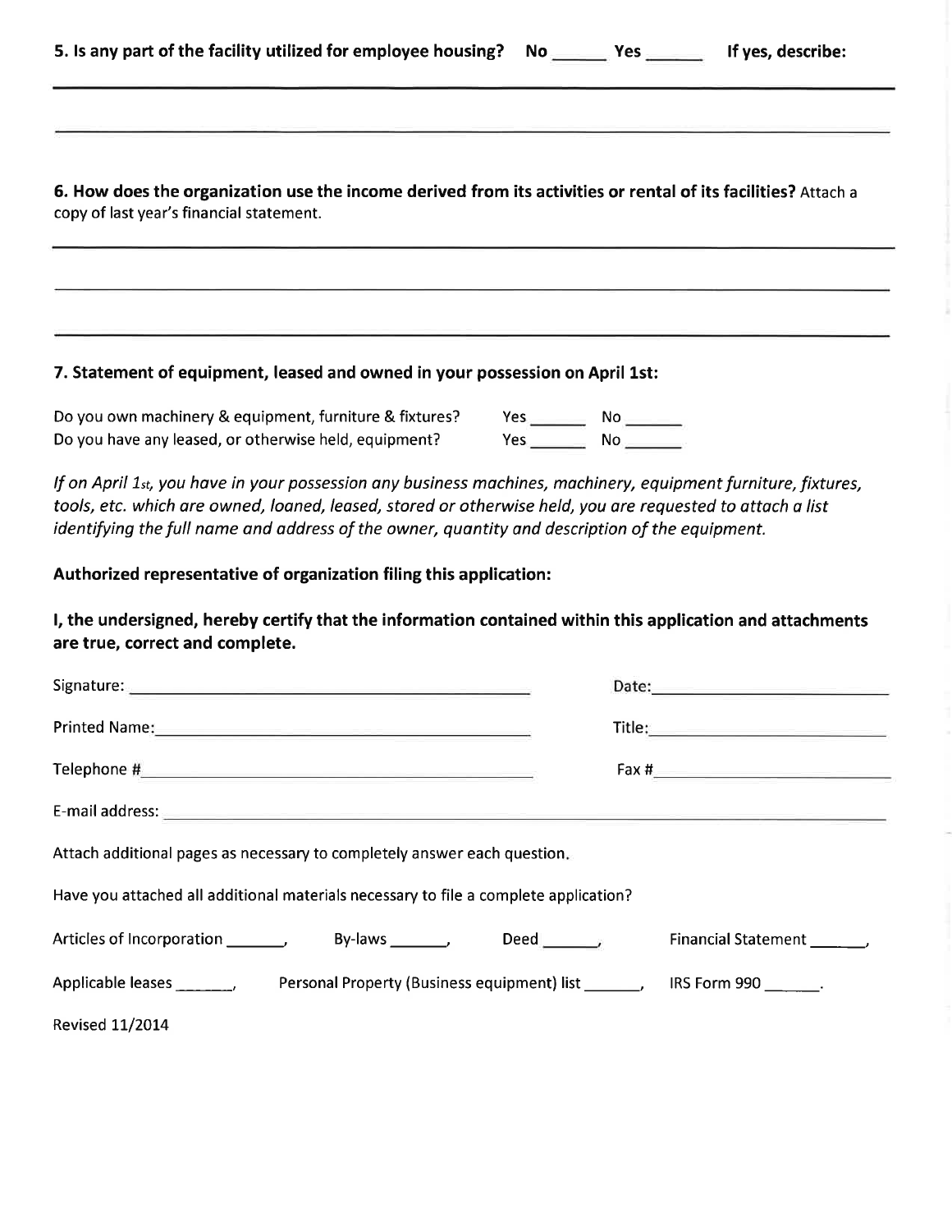**5. Is any part of the facility utilized for employee housing?** **No** ______ **Yes** ______ **If yes, describe:**

________________________________________________________________________

________________________________________________________________________

**6. How does the organization use the income derived from its activities or rental of its facilities?** Attach a copy of last year's financial statement.

________________________________________________________________________

________________________________________________________________________

________________________________________________________________________

**7. Statement of equipment, leased and owned in your possession on April 1st:**

Do you own machinery & equipment, furniture & fixtures? Yes ______ No ______

Do you have any leased, or otherwise held, equipment? Yes ______ No ______

*If on April 1st, you have in your possession any business machines, machinery, equipment furniture, fixtures, tools, etc. which are owned, loaned, leased, stored or otherwise held, you are requested to attach a list identifying the full name and address of the owner, quantity and description of the equipment.*

**Authorized representative of organization filing this application:**

**I, the undersigned, hereby certify that the information contained within this application and attachments are true, correct and complete.**

Signature: ______________________________ Date: ______________________

Printed Name: ______________________________ Title: ______________________

Telephone # ______________________________ Fax # ______________________

E-mail address: ____________________________________________________________

Attach additional pages as necessary to completely answer each question.

Have you attached all additional materials necessary to file a complete application?

Articles of Incorporation ______, By-laws ______, Deed ______, Financial Statement ______,

Applicable leases ______, Personal Property (Business equipment) list ______, IRS Form 990 ______.

Revised 11/2014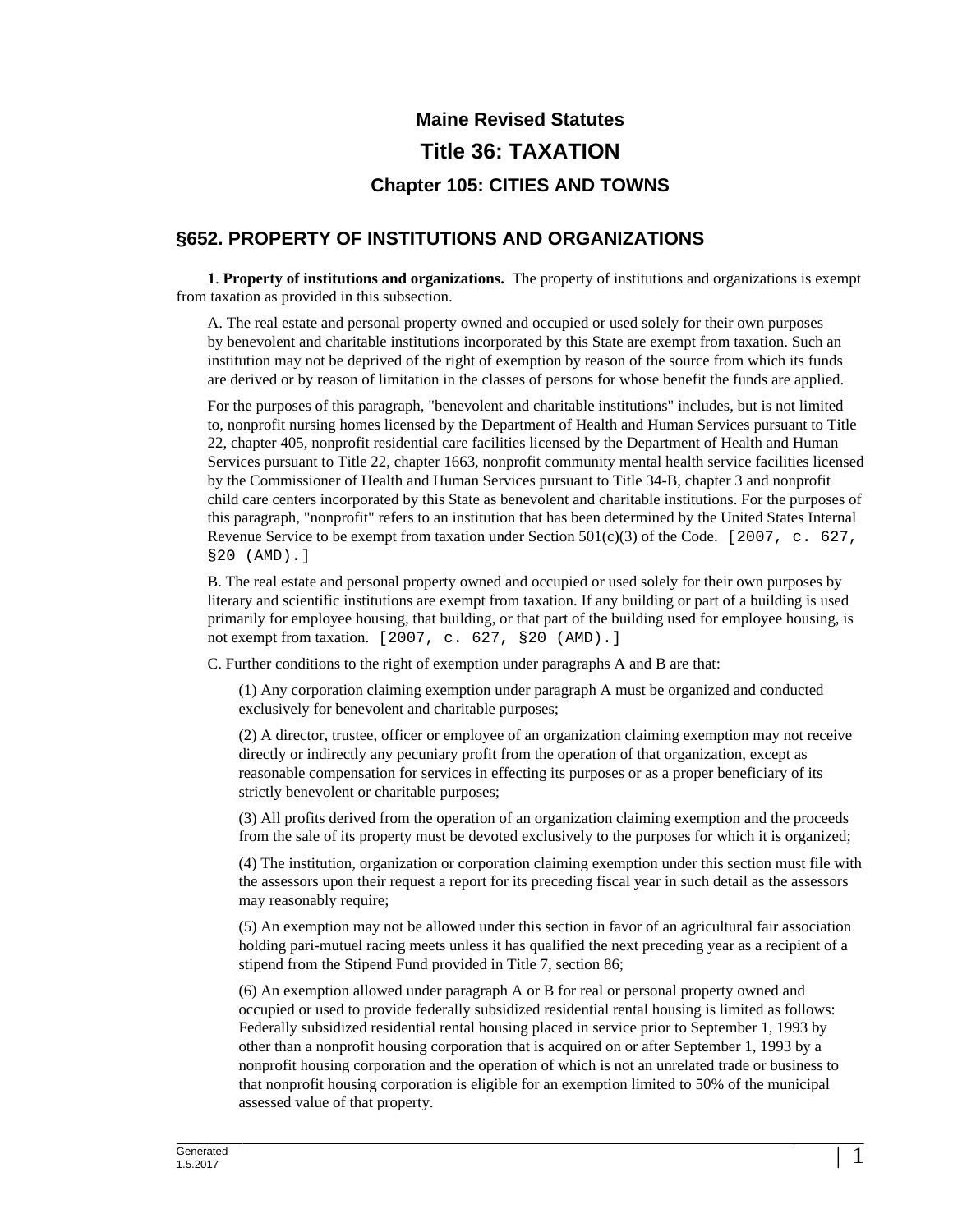# Maine Revised Statutes

# Title 36: TAXATION

### Chapter 105: CITIES AND TOWNS

## §652. PROPERTY OF INSTITUTIONS AND ORGANIZATIONS

**1**. **Property of institutions and organizations.** The property of institutions and organizations is exempt from taxation as provided in this subsection.

A. The real estate and personal property owned and occupied or used solely for their own purposes by benevolent and charitable institutions incorporated by this State are exempt from taxation. Such an institution may not be deprived of the right of exemption by reason of the source from which its funds are derived or by reason of limitation in the classes of persons for whose benefit the funds are applied.

For the purposes of this paragraph, "benevolent and charitable institutions" includes, but is not limited to, nonprofit nursing homes licensed by the Department of Health and Human Services pursuant to Title 22, chapter 405, nonprofit residential care facilities licensed by the Department of Health and Human Services pursuant to Title 22, chapter 1663, nonprofit community mental health service facilities licensed by the Commissioner of Health and Human Services pursuant to Title 34-B, chapter 3 and nonprofit child care centers incorporated by this State as benevolent and charitable institutions. For the purposes of this paragraph, "nonprofit" refers to an institution that has been determined by the United States Internal Revenue Service to be exempt from taxation under Section 501(c)(3) of the Code. [2007, c. 627, §20 (AMD).]

B. The real estate and personal property owned and occupied or used solely for their own purposes by literary and scientific institutions are exempt from taxation. If any building or part of a building is used primarily for employee housing, that building, or that part of the building used for employee housing, is not exempt from taxation. [2007, c. 627, §20 (AMD).]

C. Further conditions to the right of exemption under paragraphs A and B are that:

(1) Any corporation claiming exemption under paragraph A must be organized and conducted exclusively for benevolent and charitable purposes;

(2) A director, trustee, officer or employee of an organization claiming exemption may not receive directly or indirectly any pecuniary profit from the operation of that organization, except as reasonable compensation for services in effecting its purposes or as a proper beneficiary of its strictly benevolent or charitable purposes;

(3) All profits derived from the operation of an organization claiming exemption and the proceeds from the sale of its property must be devoted exclusively to the purposes for which it is organized;

(4) The institution, organization or corporation claiming exemption under this section must file with the assessors upon their request a report for its preceding fiscal year in such detail as the assessors may reasonably require;

(5) An exemption may not be allowed under this section in favor of an agricultural fair association holding pari-mutuel racing meets unless it has qualified the next preceding year as a recipient of a stipend from the Stipend Fund provided in Title 7, section 86;

(6) An exemption allowed under paragraph A or B for real or personal property owned and occupied or used to provide federally subsidized residential rental housing is limited as follows: Federally subsidized residential rental housing placed in service prior to September 1, 1993 by other than a nonprofit housing corporation that is acquired on or after September 1, 1993 by a nonprofit housing corporation and the operation of which is not an unrelated trade or business to that nonprofit housing corporation is eligible for an exemption limited to 50% of the municipal assessed value of that property.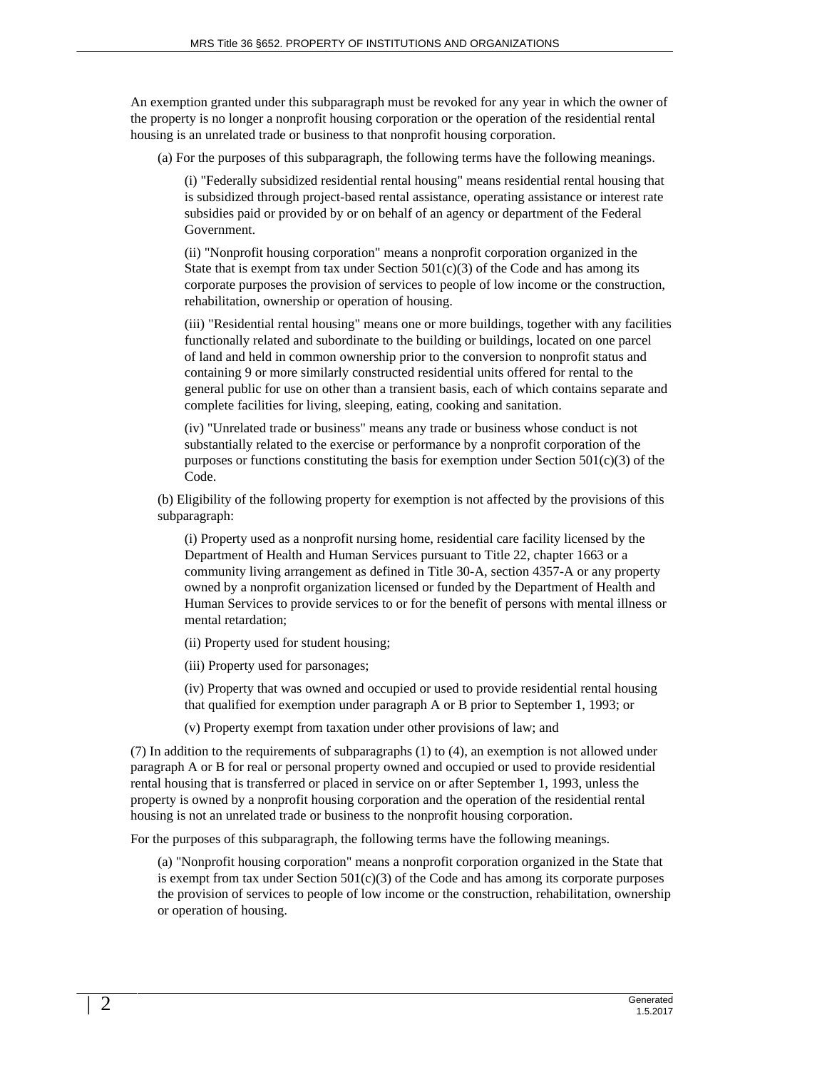An exemption granted under this subparagraph must be revoked for any year in which the owner of the property is no longer a nonprofit housing corporation or the operation of the residential rental housing is an unrelated trade or business to that nonprofit housing corporation.

(a) For the purposes of this subparagraph, the following terms have the following meanings.

(i) "Federally subsidized residential rental housing" means residential rental housing that is subsidized through project-based rental assistance, operating assistance or interest rate subsidies paid or provided by or on behalf of an agency or department of the Federal Government.

(ii) "Nonprofit housing corporation" means a nonprofit corporation organized in the State that is exempt from tax under Section 501(c)(3) of the Code and has among its corporate purposes the provision of services to people of low income or the construction, rehabilitation, ownership or operation of housing.

(iii) "Residential rental housing" means one or more buildings, together with any facilities functionally related and subordinate to the building or buildings, located on one parcel of land and held in common ownership prior to the conversion to nonprofit status and containing 9 or more similarly constructed residential units offered for rental to the general public for use on other than a transient basis, each of which contains separate and complete facilities for living, sleeping, eating, cooking and sanitation.

(iv) "Unrelated trade or business" means any trade or business whose conduct is not substantially related to the exercise or performance by a nonprofit corporation of the purposes or functions constituting the basis for exemption under Section 501(c)(3) of the Code.

(b) Eligibility of the following property for exemption is not affected by the provisions of this subparagraph:

(i) Property used as a nonprofit nursing home, residential care facility licensed by the Department of Health and Human Services pursuant to Title 22, chapter 1663 or a community living arrangement as defined in Title 30-A, section 4357-A or any property owned by a nonprofit organization licensed or funded by the Department of Health and Human Services to provide services to or for the benefit of persons with mental illness or mental retardation;

(ii) Property used for student housing;

(iii) Property used for parsonages;

(iv) Property that was owned and occupied or used to provide residential rental housing that qualified for exemption under paragraph A or B prior to September 1, 1993; or

(v) Property exempt from taxation under other provisions of law; and

(7) In addition to the requirements of subparagraphs (1) to (4), an exemption is not allowed under paragraph A or B for real or personal property owned and occupied or used to provide residential rental housing that is transferred or placed in service on or after September 1, 1993, unless the property is owned by a nonprofit housing corporation and the operation of the residential rental housing is not an unrelated trade or business to the nonprofit housing corporation.

For the purposes of this subparagraph, the following terms have the following meanings.

(a) "Nonprofit housing corporation" means a nonprofit corporation organized in the State that is exempt from tax under Section 501(c)(3) of the Code and has among its corporate purposes the provision of services to people of low income or the construction, rehabilitation, ownership or operation of housing.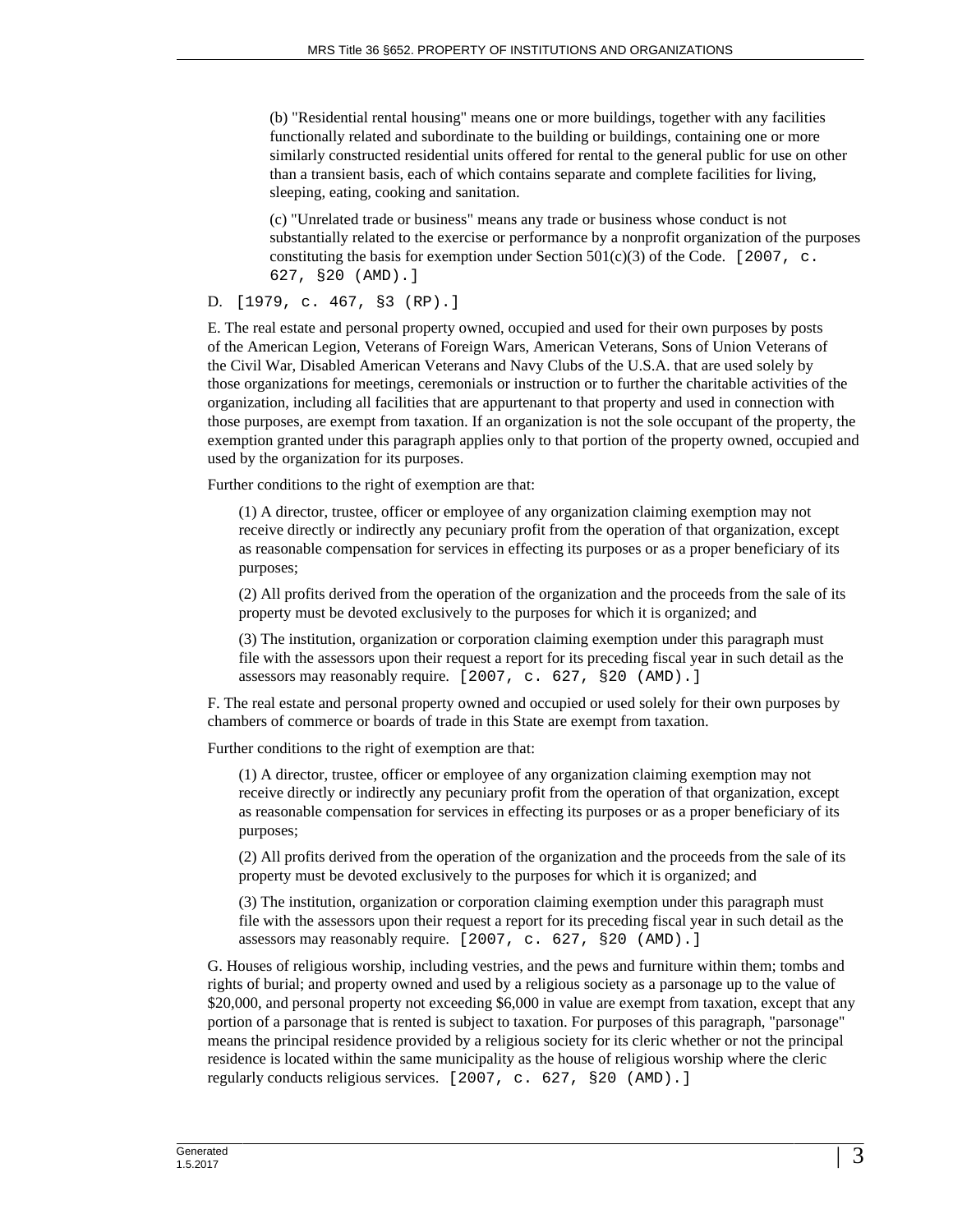(b) "Residential rental housing" means one or more buildings, together with any facilities functionally related and subordinate to the building or buildings, containing one or more similarly constructed residential units offered for rental to the general public for use on other than a transient basis, each of which contains separate and complete facilities for living, sleeping, eating, cooking and sanitation.

(c) "Unrelated trade or business" means any trade or business whose conduct is not substantially related to the exercise or performance by a nonprofit organization of the purposes constituting the basis for exemption under Section 501(c)(3) of the Code. [2007, c. 627, §20 (AMD).]

D. [1979, c. 467, §3 (RP).]

E. The real estate and personal property owned, occupied and used for their own purposes by posts of the American Legion, Veterans of Foreign Wars, American Veterans, Sons of Union Veterans of the Civil War, Disabled American Veterans and Navy Clubs of the U.S.A. that are used solely by those organizations for meetings, ceremonials or instruction or to further the charitable activities of the organization, including all facilities that are appurtenant to that property and used in connection with those purposes, are exempt from taxation. If an organization is not the sole occupant of the property, the exemption granted under this paragraph applies only to that portion of the property owned, occupied and used by the organization for its purposes.

Further conditions to the right of exemption are that:

(1) A director, trustee, officer or employee of any organization claiming exemption may not receive directly or indirectly any pecuniary profit from the operation of that organization, except as reasonable compensation for services in effecting its purposes or as a proper beneficiary of its purposes;

(2) All profits derived from the operation of the organization and the proceeds from the sale of its property must be devoted exclusively to the purposes for which it is organized; and

(3) The institution, organization or corporation claiming exemption under this paragraph must file with the assessors upon their request a report for its preceding fiscal year in such detail as the assessors may reasonably require. [2007, c. 627, §20 (AMD).]

F. The real estate and personal property owned and occupied or used solely for their own purposes by chambers of commerce or boards of trade in this State are exempt from taxation.

Further conditions to the right of exemption are that:

(1) A director, trustee, officer or employee of any organization claiming exemption may not receive directly or indirectly any pecuniary profit from the operation of that organization, except as reasonable compensation for services in effecting its purposes or as a proper beneficiary of its purposes;

(2) All profits derived from the operation of the organization and the proceeds from the sale of its property must be devoted exclusively to the purposes for which it is organized; and

(3) The institution, organization or corporation claiming exemption under this paragraph must file with the assessors upon their request a report for its preceding fiscal year in such detail as the assessors may reasonably require. [2007, c. 627, §20 (AMD).]

G. Houses of religious worship, including vestries, and the pews and furniture within them; tombs and rights of burial; and property owned and used by a religious society as a parsonage up to the value of $20,000, and personal property not exceeding $6,000 in value are exempt from taxation, except that any portion of a parsonage that is rented is subject to taxation. For purposes of this paragraph, "parsonage" means the principal residence provided by a religious society for its cleric whether or not the principal residence is located within the same municipality as the house of religious worship where the cleric regularly conducts religious services. [2007, c. 627, §20 (AMD).]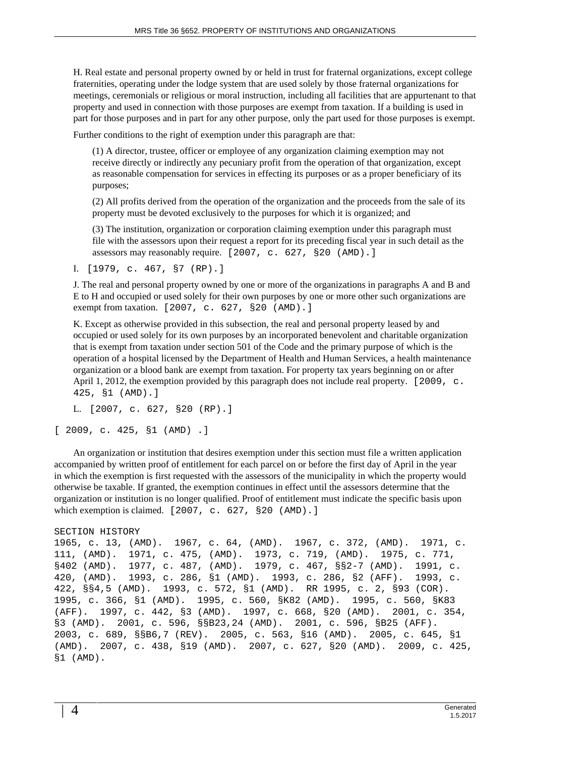H. Real estate and personal property owned by or held in trust for fraternal organizations, except college fraternities, operating under the lodge system that are used solely by those fraternal organizations for meetings, ceremonials or religious or moral instruction, including all facilities that are appurtenant to that property and used in connection with those purposes are exempt from taxation. If a building is used in part for those purposes and in part for any other purpose, only the part used for those purposes is exempt.

Further conditions to the right of exemption under this paragraph are that:

(1) A director, trustee, officer or employee of any organization claiming exemption may not receive directly or indirectly any pecuniary profit from the operation of that organization, except as reasonable compensation for services in effecting its purposes or as a proper beneficiary of its purposes;

(2) All profits derived from the operation of the organization and the proceeds from the sale of its property must be devoted exclusively to the purposes for which it is organized; and

(3) The institution, organization or corporation claiming exemption under this paragraph must file with the assessors upon their request a report for its preceding fiscal year in such detail as the assessors may reasonably require. [2007, c. 627, §20 (AMD).]

I. [1979, c. 467, §7 (RP).]

J. The real and personal property owned by one or more of the organizations in paragraphs A and B and E to H and occupied or used solely for their own purposes by one or more other such organizations are exempt from taxation. [2007, c. 627, §20 (AMD).]

K. Except as otherwise provided in this subsection, the real and personal property leased by and occupied or used solely for its own purposes by an incorporated benevolent and charitable organization that is exempt from taxation under section 501 of the Code and the primary purpose of which is the operation of a hospital licensed by the Department of Health and Human Services, a health maintenance organization or a blood bank are exempt from taxation. For property tax years beginning on or after April 1, 2012, the exemption provided by this paragraph does not include real property. [2009, c. 425, §1 (AMD).]

L. [2007, c. 627, §20 (RP).]

[ 2009, c. 425, §1 (AMD) .]

An organization or institution that desires exemption under this section must file a written application accompanied by written proof of entitlement for each parcel on or before the first day of April in the year in which the exemption is first requested with the assessors of the municipality in which the property would otherwise be taxable. If granted, the exemption continues in effect until the assessors determine that the organization or institution is no longer qualified. Proof of entitlement must indicate the specific basis upon which exemption is claimed. [2007, c. 627, §20 (AMD).]

SECTION HISTORY

1965, c. 13, (AMD). 1967, c. 64, (AMD). 1967, c. 372, (AMD). 1971, c. 111, (AMD). 1971, c. 475, (AMD). 1973, c. 719, (AMD). 1975, c. 771, §402 (AMD). 1977, c. 487, (AMD). 1979, c. 467, §§2-7 (AMD). 1991, c. 420, (AMD). 1993, c. 286, §1 (AMD). 1993, c. 286, §2 (AFF). 1993, c. 422, §§4,5 (AMD). 1993, c. 572, §1 (AMD). RR 1995, c. 2, §93 (COR). 1995, c. 366, §1 (AMD). 1995, c. 560, §K82 (AMD). 1995, c. 560, §K83 (AFF). 1997, c. 442, §3 (AMD). 1997, c. 668, §20 (AMD). 2001, c. 354, §3 (AMD). 2001, c. 596, §§B23,24 (AMD). 2001, c. 596, §B25 (AFF). 2003, c. 689, §§B6,7 (REV). 2005, c. 563, §16 (AMD). 2005, c. 645, §1 (AMD). 2007, c. 438, §19 (AMD). 2007, c. 627, §20 (AMD). 2009, c. 425, §1 (AMD).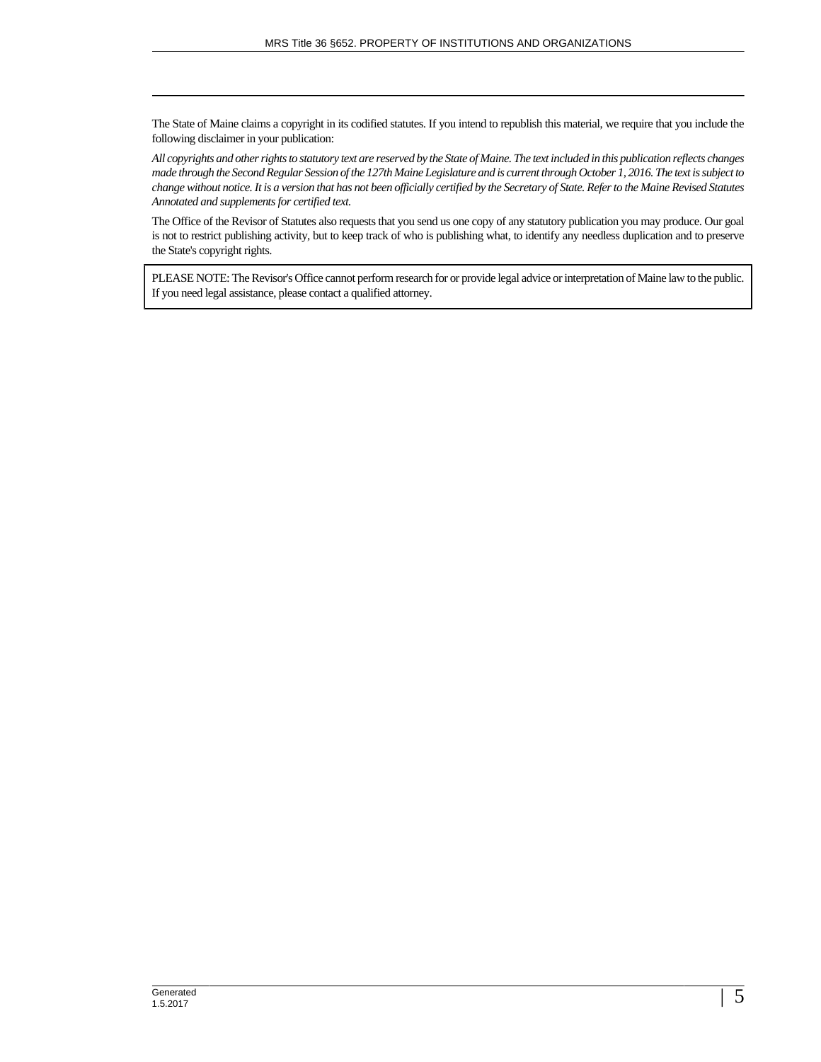The State of Maine claims a copyright in its codified statutes. If you intend to republish this material, we require that you include the following disclaimer in your publication:

*All copyrights and other rights to statutory text are reserved by the State of Maine. The text included in this publication reflects changes made through the Second Regular Session of the 127th Maine Legislature and is current through October 1, 2016. The text is subject to change without notice. It is a version that has not been officially certified by the Secretary of State. Refer to the Maine Revised Statutes Annotated and supplements for certified text.*

The Office of the Revisor of Statutes also requests that you send us one copy of any statutory publication you may produce. Our goal is not to restrict publishing activity, but to keep track of who is publishing what, to identify any needless duplication and to preserve the State's copyright rights.

PLEASE NOTE: The Revisor's Office cannot perform research for or provide legal advice or interpretation of Maine law to the public. If you need legal assistance, please contact a qualified attorney.